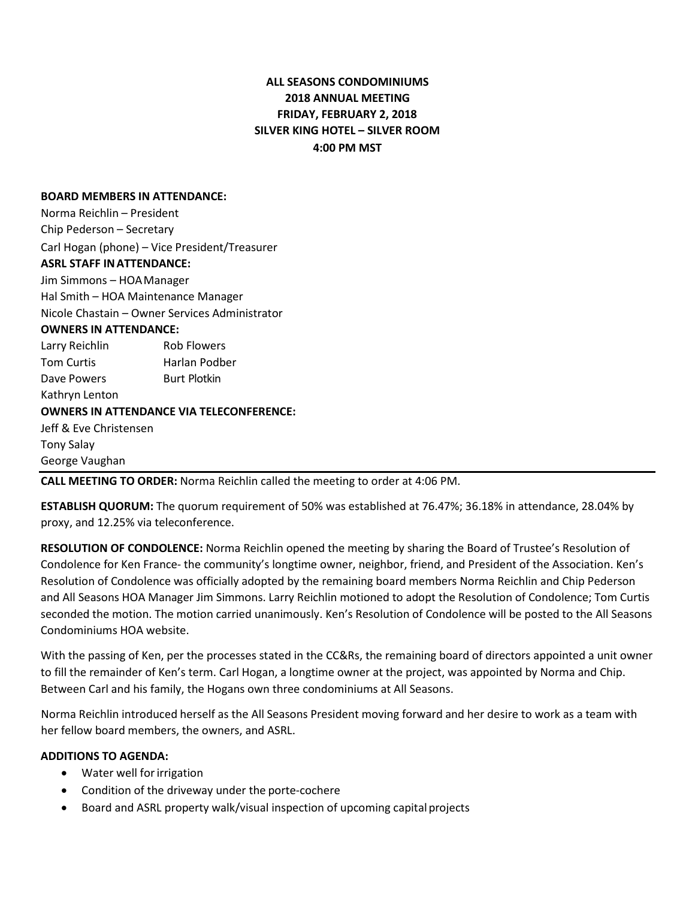**ALL SEASONS CONDOMINIUMS**
**2018 ANNUAL MEETING**
**FRIDAY, FEBRUARY 2, 2018**
**SILVER KING HOTEL – SILVER ROOM**
**4:00 PM MST**

**BOARD MEMBERS IN ATTENDANCE:**
Norma Reichlin – President
Chip Pederson – Secretary
Carl Hogan (phone) – Vice President/Treasurer

**ASRL STAFF IN ATTENDANCE:**
Jim Simmons – HOA Manager
Hal Smith – HOA Maintenance Manager
Nicole Chastain – Owner Services Administrator

**OWNERS IN ATTENDANCE:**

| | |
|---|---|
| Larry Reichlin | Rob Flowers |
| Tom Curtis | Harlan Podber |
| Dave Powers | Burt Plotkin |
| Kathryn Lenton | |

**OWNERS IN ATTENDANCE VIA TELECONFERENCE:**
Jeff & Eve Christensen
Tony Salay
George Vaughan

---

**CALL MEETING TO ORDER:** Norma Reichlin called the meeting to order at 4:06 PM.

**ESTABLISH QUORUM:** The quorum requirement of 50% was established at 76.47%; 36.18% in attendance, 28.04% by proxy, and 12.25% via teleconference.

**RESOLUTION OF CONDOLENCE:** Norma Reichlin opened the meeting by sharing the Board of Trustee's Resolution of Condolence for Ken France- the community's longtime owner, neighbor, friend, and President of the Association. Ken's Resolution of Condolence was officially adopted by the remaining board members Norma Reichlin and Chip Pederson and All Seasons HOA Manager Jim Simmons. Larry Reichlin motioned to adopt the Resolution of Condolence; Tom Curtis seconded the motion. The motion carried unanimously. Ken's Resolution of Condolence will be posted to the All Seasons Condominiums HOA website.

With the passing of Ken, per the processes stated in the CC&Rs, the remaining board of directors appointed a unit owner to fill the remainder of Ken's term. Carl Hogan, a longtime owner at the project, was appointed by Norma and Chip. Between Carl and his family, the Hogans own three condominiums at All Seasons.

Norma Reichlin introduced herself as the All Seasons President moving forward and her desire to work as a team with her fellow board members, the owners, and ASRL.

**ADDITIONS TO AGENDA:**

- Water well for irrigation
- Condition of the driveway under the porte-cochere
- Board and ASRL property walk/visual inspection of upcoming capital projects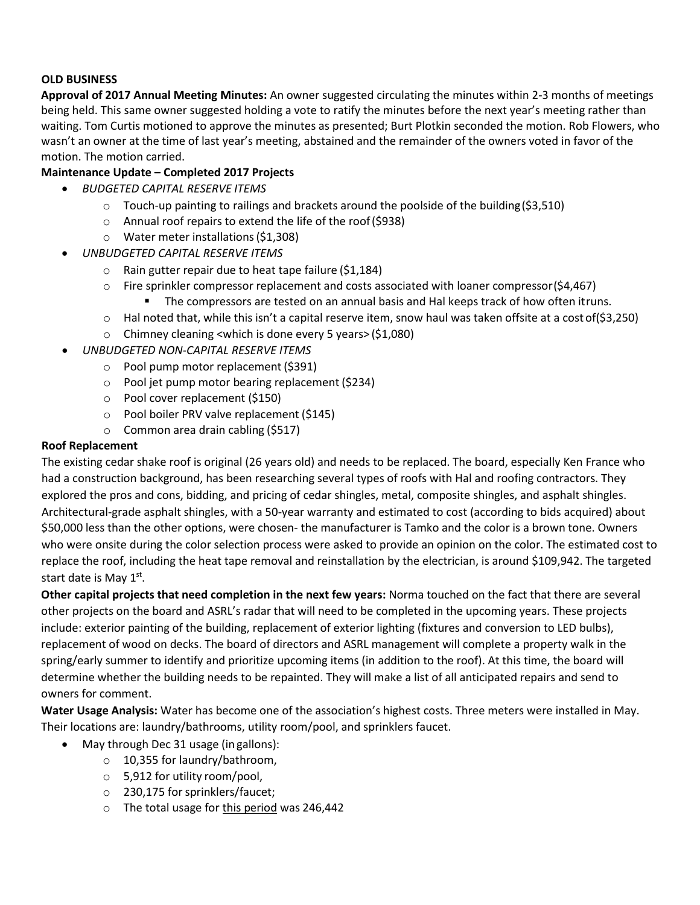**OLD BUSINESS**

**Approval of 2017 Annual Meeting Minutes:** An owner suggested circulating the minutes within 2-3 months of meetings being held. This same owner suggested holding a vote to ratify the minutes before the next year's meeting rather than waiting. Tom Curtis motioned to approve the minutes as presented; Burt Plotkin seconded the motion. Rob Flowers, who wasn't an owner at the time of last year's meeting, abstained and the remainder of the owners voted in favor of the motion. The motion carried.

**Maintenance Update – Completed 2017 Projects**

- *BUDGETED CAPITAL RESERVE ITEMS*
  - Touch-up painting to railings and brackets around the poolside of the building ($3,510)
  - Annual roof repairs to extend the life of the roof ($938)
  - Water meter installations ($1,308)
- *UNBUDGETED CAPITAL RESERVE ITEMS*
  - Rain gutter repair due to heat tape failure ($1,184)
  - Fire sprinkler compressor replacement and costs associated with loaner compressor ($4,467)
    - The compressors are tested on an annual basis and Hal keeps track of how often it runs.
  - Hal noted that, while this isn't a capital reserve item, snow haul was taken offsite at a cost of ($3,250)
  - Chimney cleaning <which is done every 5 years> ($1,080)
- *UNBUDGETED NON-CAPITAL RESERVE ITEMS*
  - Pool pump motor replacement ($391)
  - Pool jet pump motor bearing replacement ($234)
  - Pool cover replacement ($150)
  - Pool boiler PRV valve replacement ($145)
  - Common area drain cabling ($517)

**Roof Replacement**

The existing cedar shake roof is original (26 years old) and needs to be replaced. The board, especially Ken France who had a construction background, has been researching several types of roofs with Hal and roofing contractors. They explored the pros and cons, bidding, and pricing of cedar shingles, metal, composite shingles, and asphalt shingles. Architectural-grade asphalt shingles, with a 50-year warranty and estimated to cost (according to bids acquired) about $50,000 less than the other options, were chosen- the manufacturer is Tamko and the color is a brown tone. Owners who were onsite during the color selection process were asked to provide an opinion on the color. The estimated cost to replace the roof, including the heat tape removal and reinstallation by the electrician, is around $109,942. The targeted start date is May 1st.

**Other capital projects that need completion in the next few years:** Norma touched on the fact that there are several other projects on the board and ASRL's radar that will need to be completed in the upcoming years. These projects include: exterior painting of the building, replacement of exterior lighting (fixtures and conversion to LED bulbs), replacement of wood on decks. The board of directors and ASRL management will complete a property walk in the spring/early summer to identify and prioritize upcoming items (in addition to the roof). At this time, the board will determine whether the building needs to be repainted. They will make a list of all anticipated repairs and send to owners for comment.

**Water Usage Analysis:** Water has become one of the association's highest costs. Three meters were installed in May. Their locations are: laundry/bathrooms, utility room/pool, and sprinklers faucet.

- May through Dec 31 usage (in gallons):
  - 10,355 for laundry/bathroom,
  - 5,912 for utility room/pool,
  - 230,175 for sprinklers/faucet;
  - The total usage for <u>this period</u> was 246,442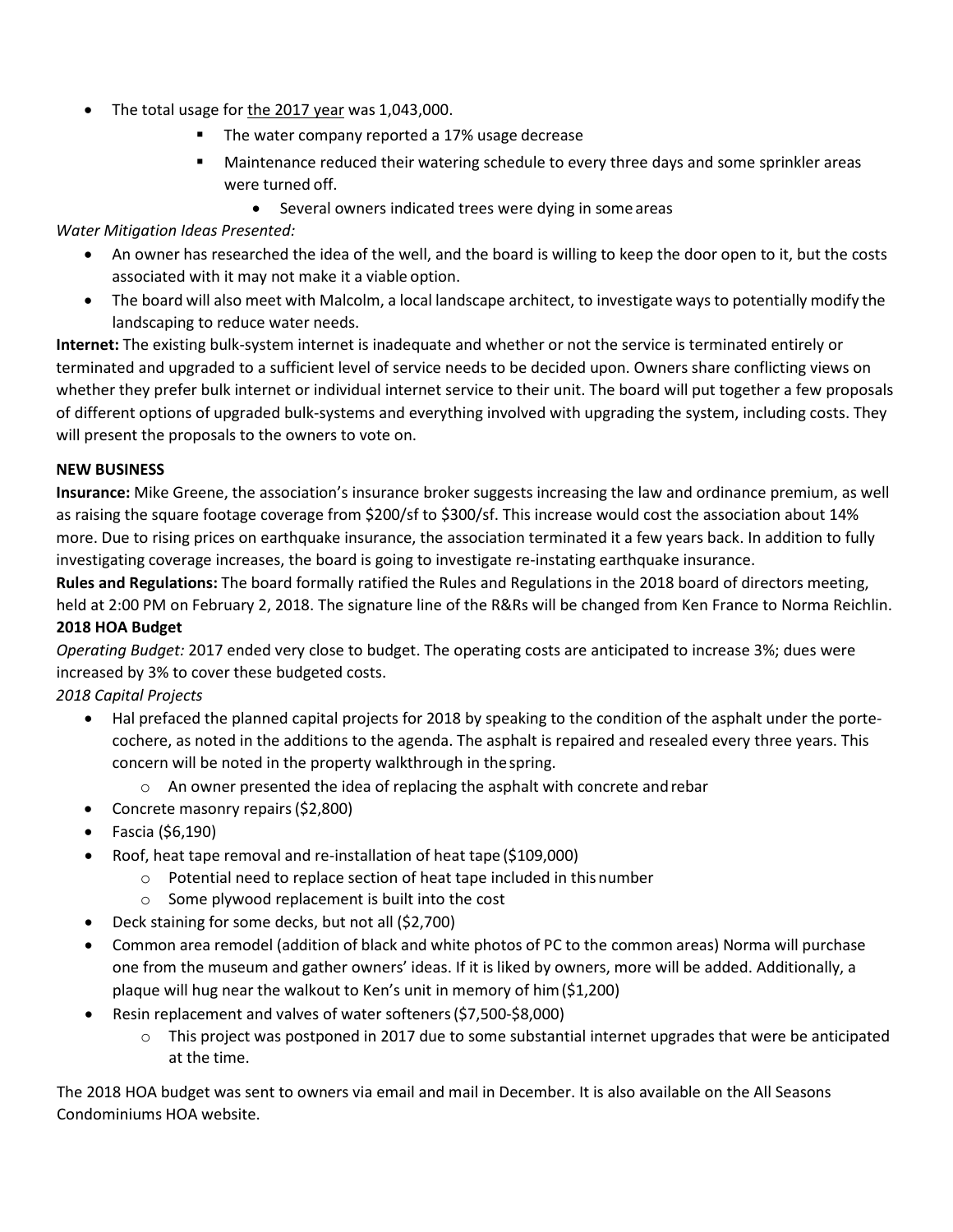- The total usage for <u>the 2017 year</u> was 1,043,000.
    - The water company reported a 17% usage decrease
    - Maintenance reduced their watering schedule to every three days and some sprinkler areas were turned off.
        - Several owners indicated trees were dying in some areas

*Water Mitigation Ideas Presented:*

- An owner has researched the idea of the well, and the board is willing to keep the door open to it, but the costs associated with it may not make it a viable option.
- The board will also meet with Malcolm, a local landscape architect, to investigate ways to potentially modify the landscaping to reduce water needs.

**Internet:** The existing bulk-system internet is inadequate and whether or not the service is terminated entirely or terminated and upgraded to a sufficient level of service needs to be decided upon. Owners share conflicting views on whether they prefer bulk internet or individual internet service to their unit. The board will put together a few proposals of different options of upgraded bulk-systems and everything involved with upgrading the system, including costs. They will present the proposals to the owners to vote on.

**NEW BUSINESS**

**Insurance:** Mike Greene, the association's insurance broker suggests increasing the law and ordinance premium, as well as raising the square footage coverage from $200/sf to $300/sf. This increase would cost the association about 14% more. Due to rising prices on earthquake insurance, the association terminated it a few years back. In addition to fully investigating coverage increases, the board is going to investigate re-instating earthquake insurance.

**Rules and Regulations:** The board formally ratified the Rules and Regulations in the 2018 board of directors meeting, held at 2:00 PM on February 2, 2018. The signature line of the R&Rs will be changed from Ken France to Norma Reichlin.

**2018 HOA Budget**

*Operating Budget:* 2017 ended very close to budget. The operating costs are anticipated to increase 3%; dues were increased by 3% to cover these budgeted costs.

*2018 Capital Projects*

- Hal prefaced the planned capital projects for 2018 by speaking to the condition of the asphalt under the porte-cochere, as noted in the additions to the agenda. The asphalt is repaired and resealed every three years. This concern will be noted in the property walkthrough in the spring.
    - An owner presented the idea of replacing the asphalt with concrete and rebar
- Concrete masonry repairs ($2,800)
- Fascia ($6,190)
- Roof, heat tape removal and re-installation of heat tape ($109,000)
    - Potential need to replace section of heat tape included in this number
    - Some plywood replacement is built into the cost
- Deck staining for some decks, but not all ($2,700)
- Common area remodel (addition of black and white photos of PC to the common areas) Norma will purchase one from the museum and gather owners' ideas. If it is liked by owners, more will be added. Additionally, a plaque will hug near the walkout to Ken's unit in memory of him ($1,200)
- Resin replacement and valves of water softeners ($7,500-$8,000)
    - This project was postponed in 2017 due to some substantial internet upgrades that were be anticipated at the time.

The 2018 HOA budget was sent to owners via email and mail in December. It is also available on the All Seasons Condominiums HOA website.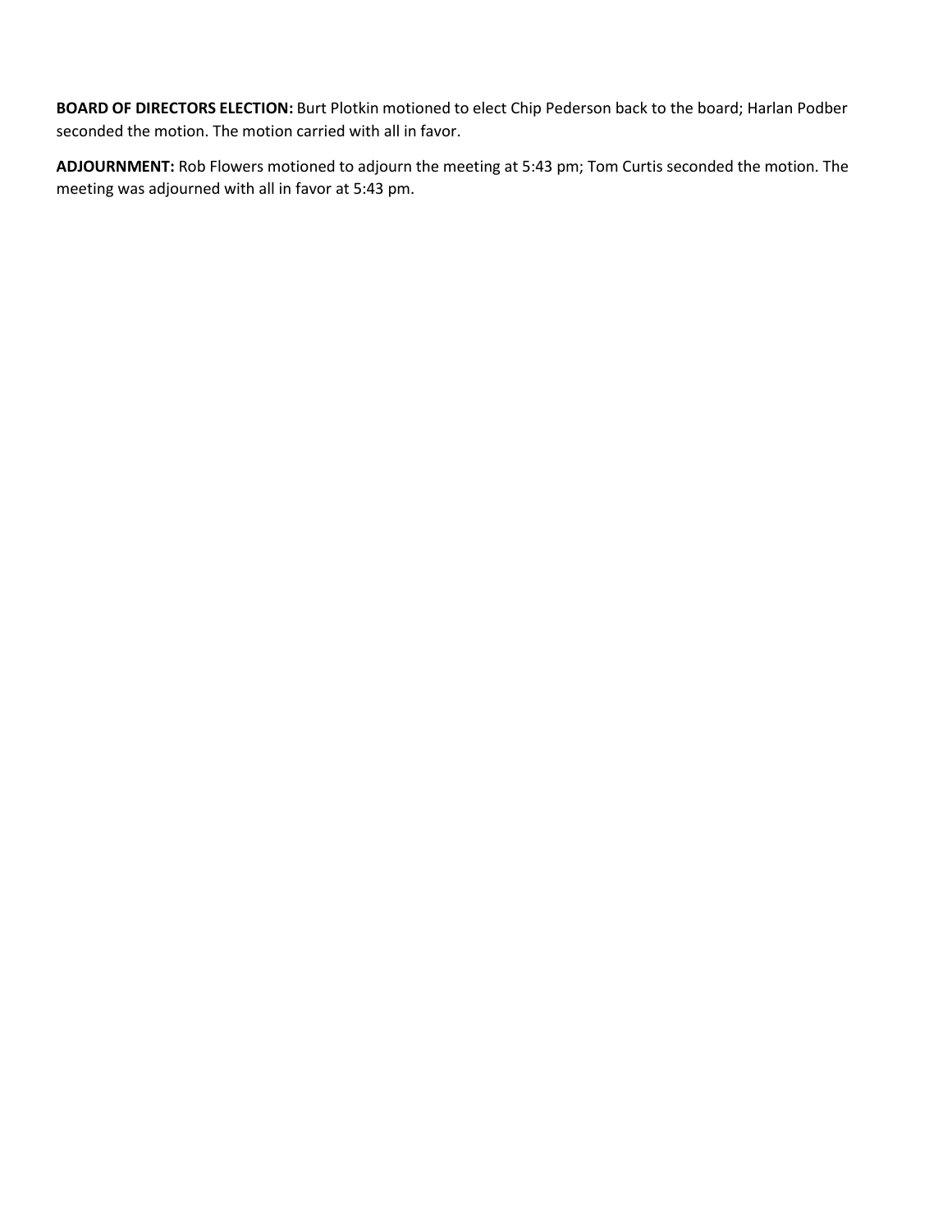**BOARD OF DIRECTORS ELECTION:** Burt Plotkin motioned to elect Chip Pederson back to the board; Harlan Podber seconded the motion. The motion carried with all in favor.

**ADJOURNMENT:** Rob Flowers motioned to adjourn the meeting at 5:43 pm; Tom Curtis seconded the motion. The meeting was adjourned with all in favor at 5:43 pm.